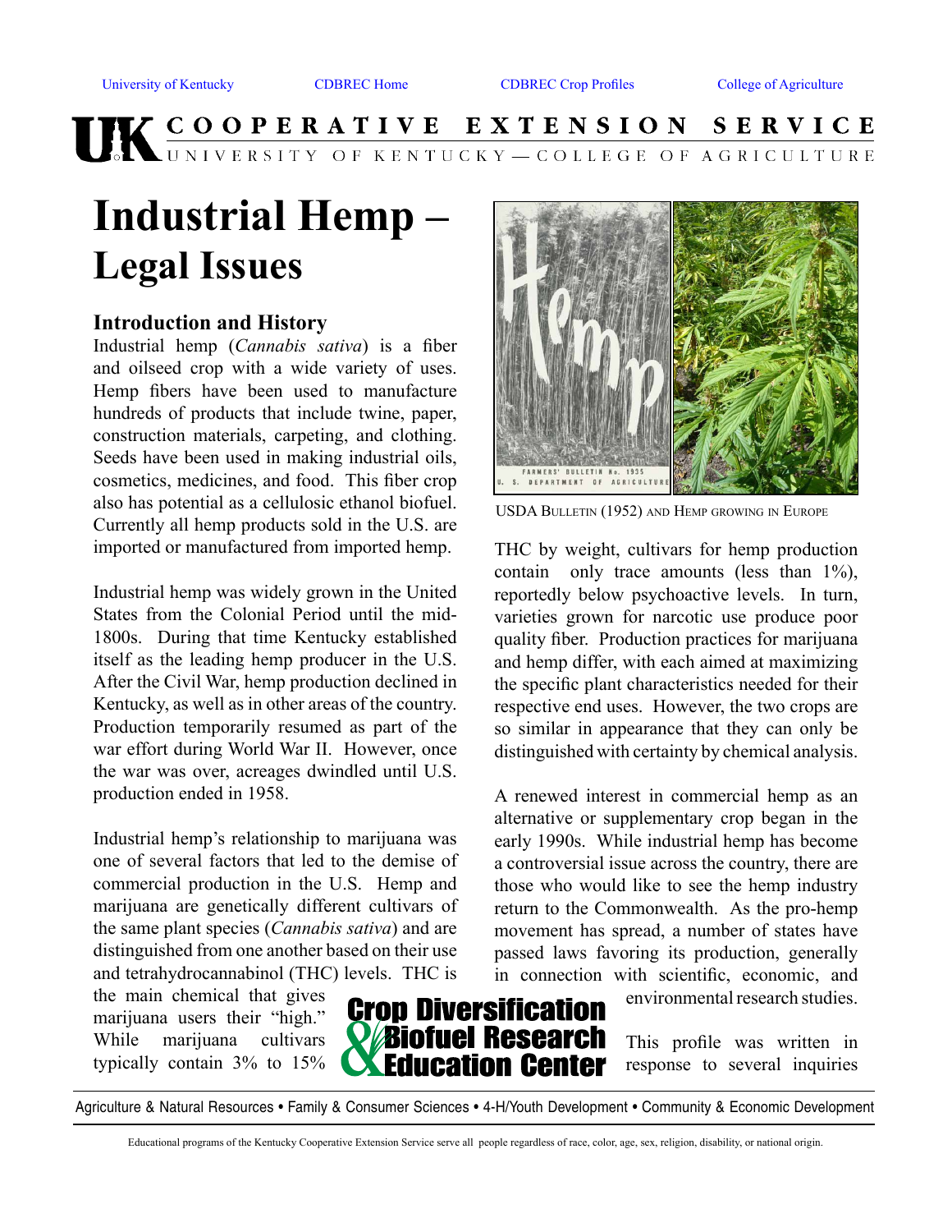University of Kentucky | CDBREC Home | CDBREC Crop Profiles | College of Agriculture

COOPERATIVE EXTENSION SERVICE
UNIVERSITY OF KENTUCKY—COLLEGE OF AGRICULTURE

# Industrial Hemp – Legal Issues

## Introduction and History

Industrial hemp (*Cannabis sativa*) is a fiber and oilseed crop with a wide variety of uses. Hemp fibers have been used to manufacture hundreds of products that include twine, paper, construction materials, carpeting, and clothing. Seeds have been used in making industrial oils, cosmetics, medicines, and food. This fiber crop also has potential as a cellulosic ethanol biofuel. Currently all hemp products sold in the U.S. are imported or manufactured from imported hemp.

Industrial hemp was widely grown in the United States from the Colonial Period until the mid-1800s. During that time Kentucky established itself as the leading hemp producer in the U.S. After the Civil War, hemp production declined in Kentucky, as well as in other areas of the country. Production temporarily resumed as part of the war effort during World War II. However, once the war was over, acreages dwindled until U.S. production ended in 1958.

Industrial hemp's relationship to marijuana was one of several factors that led to the demise of commercial production in the U.S. Hemp and marijuana are genetically different cultivars of the same plant species (*Cannabis sativa*) and are distinguished from one another based on their use and tetrahydrocannabinol (THC) levels. THC is the main chemical that gives marijuana users their "high." While marijuana cultivars typically contain 3% to 15% THC by weight, cultivars for hemp production contain only trace amounts (less than 1%), reportedly below psychoactive levels. In turn, varieties grown for narcotic use produce poor quality fiber. Production practices for marijuana and hemp differ, with each aimed at maximizing the specific plant characteristics needed for their respective end uses. However, the two crops are so similar in appearance that they can only be distinguished with certainty by chemical analysis.

USDA Bulletin (1952) and Hemp growing in Europe

A renewed interest in commercial hemp as an alternative or supplementary crop began in the early 1990s. While industrial hemp has become a controversial issue across the country, there are those who would like to see the hemp industry return to the Commonwealth. As the pro-hemp movement has spread, a number of states have passed laws favoring its production, generally in connection with scientific, economic, and environmental research studies.

This profile was written in response to several inquiries

Crop Diversification & Biofuel Research Education Center

Agriculture & Natural Resources • Family & Consumer Sciences • 4-H/Youth Development • Community & Economic Development

Educational programs of the Kentucky Cooperative Extension Service serve all people regardless of race, color, age, sex, religion, disability, or national origin.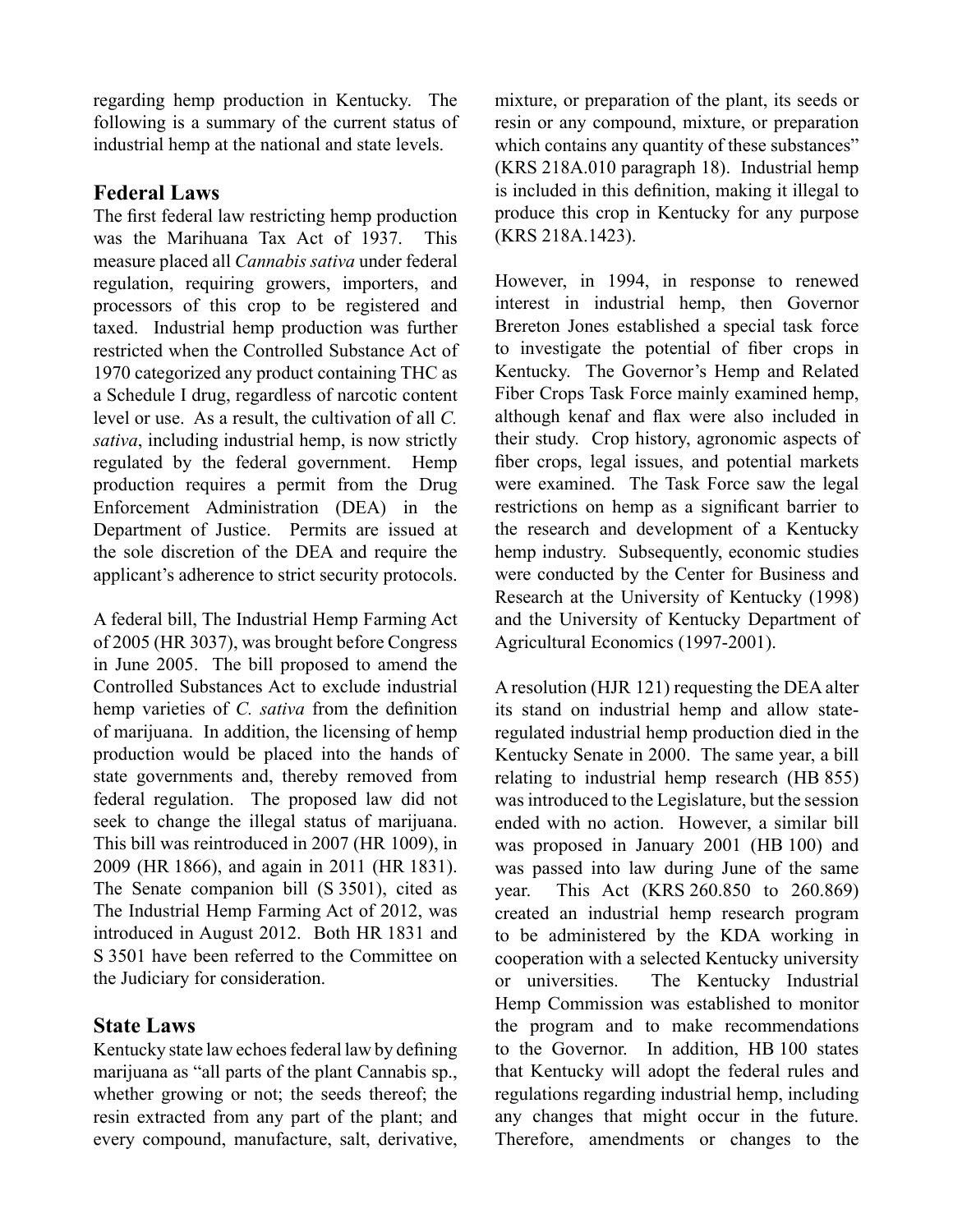regarding hemp production in Kentucky. The following is a summary of the current status of industrial hemp at the national and state levels.

## Federal Laws

The first federal law restricting hemp production was the Marihuana Tax Act of 1937. This measure placed all *Cannabis sativa* under federal regulation, requiring growers, importers, and processors of this crop to be registered and taxed. Industrial hemp production was further restricted when the Controlled Substance Act of 1970 categorized any product containing THC as a Schedule I drug, regardless of narcotic content level or use. As a result, the cultivation of all *C. sativa*, including industrial hemp, is now strictly regulated by the federal government. Hemp production requires a permit from the Drug Enforcement Administration (DEA) in the Department of Justice. Permits are issued at the sole discretion of the DEA and require the applicant's adherence to strict security protocols.

A federal bill, The Industrial Hemp Farming Act of 2005 (HR 3037), was brought before Congress in June 2005. The bill proposed to amend the Controlled Substances Act to exclude industrial hemp varieties of *C. sativa* from the definition of marijuana. In addition, the licensing of hemp production would be placed into the hands of state governments and, thereby removed from federal regulation. The proposed law did not seek to change the illegal status of marijuana. This bill was reintroduced in 2007 (HR 1009), in 2009 (HR 1866), and again in 2011 (HR 1831). The Senate companion bill (S 3501), cited as The Industrial Hemp Farming Act of 2012, was introduced in August 2012. Both HR 1831 and S 3501 have been referred to the Committee on the Judiciary for consideration.

## State Laws

Kentucky state law echoes federal law by defining marijuana as "all parts of the plant Cannabis sp., whether growing or not; the seeds thereof; the resin extracted from any part of the plant; and every compound, manufacture, salt, derivative, mixture, or preparation of the plant, its seeds or resin or any compound, mixture, or preparation which contains any quantity of these substances" (KRS 218A.010 paragraph 18). Industrial hemp is included in this definition, making it illegal to produce this crop in Kentucky for any purpose (KRS 218A.1423).

However, in 1994, in response to renewed interest in industrial hemp, then Governor Brereton Jones established a special task force to investigate the potential of fiber crops in Kentucky. The Governor's Hemp and Related Fiber Crops Task Force mainly examined hemp, although kenaf and flax were also included in their study. Crop history, agronomic aspects of fiber crops, legal issues, and potential markets were examined. The Task Force saw the legal restrictions on hemp as a significant barrier to the research and development of a Kentucky hemp industry. Subsequently, economic studies were conducted by the Center for Business and Research at the University of Kentucky (1998) and the University of Kentucky Department of Agricultural Economics (1997-2001).

A resolution (HJR 121) requesting the DEA alter its stand on industrial hemp and allow state-regulated industrial hemp production died in the Kentucky Senate in 2000. The same year, a bill relating to industrial hemp research (HB 855) was introduced to the Legislature, but the session ended with no action. However, a similar bill was proposed in January 2001 (HB 100) and was passed into law during June of the same year. This Act (KRS 260.850 to 260.869) created an industrial hemp research program to be administered by the KDA working in cooperation with a selected Kentucky university or universities. The Kentucky Industrial Hemp Commission was established to monitor the program and to make recommendations to the Governor. In addition, HB 100 states that Kentucky will adopt the federal rules and regulations regarding industrial hemp, including any changes that might occur in the future. Therefore, amendments or changes to the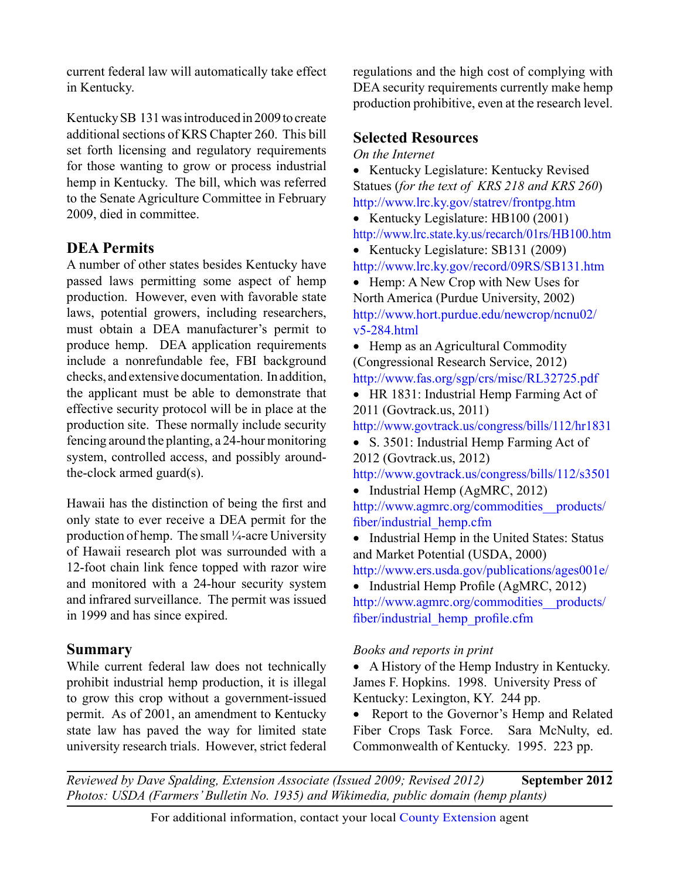current federal law will automatically take effect in Kentucky.

Kentucky SB 131 was introduced in 2009 to create additional sections of KRS Chapter 260. This bill set forth licensing and regulatory requirements for those wanting to grow or process industrial hemp in Kentucky. The bill, which was referred to the Senate Agriculture Committee in February 2009, died in committee.

## DEA Permits

A number of other states besides Kentucky have passed laws permitting some aspect of hemp production. However, even with favorable state laws, potential growers, including researchers, must obtain a DEA manufacturer's permit to produce hemp. DEA application requirements include a nonrefundable fee, FBI background checks, and extensive documentation. In addition, the applicant must be able to demonstrate that effective security protocol will be in place at the production site. These normally include security fencing around the planting, a 24-hour monitoring system, controlled access, and possibly around-the-clock armed guard(s).

Hawaii has the distinction of being the first and only state to ever receive a DEA permit for the production of hemp. The small ¼-acre University of Hawaii research plot was surrounded with a 12-foot chain link fence topped with razor wire and monitored with a 24-hour security system and infrared surveillance. The permit was issued in 1999 and has since expired.

## Summary

While current federal law does not technically prohibit industrial hemp production, it is illegal to grow this crop without a government-issued permit. As of 2001, an amendment to Kentucky state law has paved the way for limited state university research trials. However, strict federal regulations and the high cost of complying with DEA security requirements currently make hemp production prohibitive, even at the research level.

## Selected Resources

*On the Internet*

- Kentucky Legislature: Kentucky Revised Statues (*for the text of KRS 218 and KRS 260*) http://www.lrc.ky.gov/statrev/frontpg.htm
- Kentucky Legislature: HB100 (2001) http://www.lrc.state.ky.us/recarch/01rs/HB100.htm
- Kentucky Legislature: SB131 (2009) http://www.lrc.ky.gov/record/09RS/SB131.htm
- Hemp: A New Crop with New Uses for North America (Purdue University, 2002) http://www.hort.purdue.edu/newcrop/ncnu02/v5-284.html
- Hemp as an Agricultural Commodity (Congressional Research Service, 2012) http://www.fas.org/sgp/crs/misc/RL32725.pdf
- HR 1831: Industrial Hemp Farming Act of 2011 (Govtrack.us, 2011) http://www.govtrack.us/congress/bills/112/hr1831
- S. 3501: Industrial Hemp Farming Act of 2012 (Govtrack.us, 2012) http://www.govtrack.us/congress/bills/112/s3501
- Industrial Hemp (AgMRC, 2012) http://www.agmrc.org/commodities__products/fiber/industrial_hemp.cfm
- Industrial Hemp in the United States: Status and Market Potential (USDA, 2000) http://www.ers.usda.gov/publications/ages001e/
- Industrial Hemp Profile (AgMRC, 2012) http://www.agmrc.org/commodities__products/fiber/industrial_hemp_profile.cfm

*Books and reports in print*

- A History of the Hemp Industry in Kentucky. James F. Hopkins. 1998. University Press of Kentucky: Lexington, KY. 244 pp.
- Report to the Governor's Hemp and Related Fiber Crops Task Force. Sara McNulty, ed. Commonwealth of Kentucky. 1995. 223 pp.

*Reviewed by Dave Spalding, Extension Associate (Issued 2009; Revised 2012)* **September 2012**
*Photos: USDA (Farmers' Bulletin No. 1935) and Wikimedia, public domain (hemp plants)*

For additional information, contact your local County Extension agent